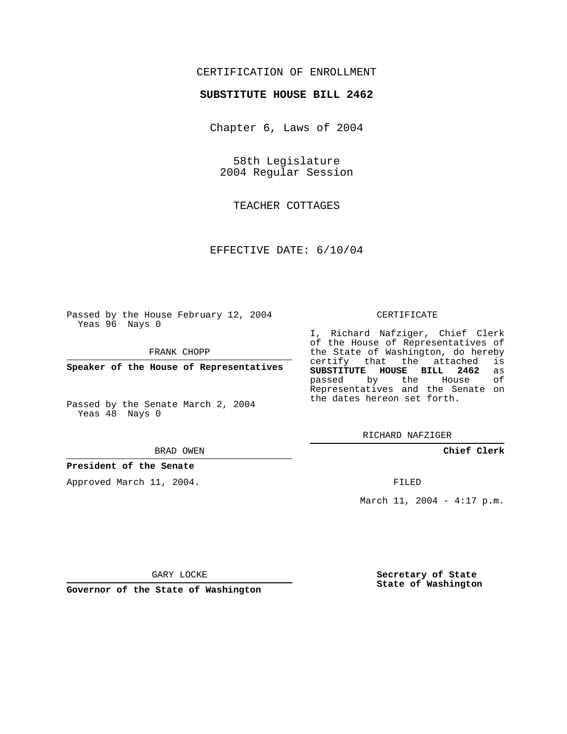CERTIFICATION OF ENROLLMENT

**SUBSTITUTE HOUSE BILL 2462**

Chapter 6, Laws of 2004

58th Legislature
2004 Regular Session

TEACHER COTTAGES

EFFECTIVE DATE: 6/10/04

Passed by the House February 12, 2004
Yeas 96 Nays 0

FRANK CHOPP

**Speaker of the House of Representatives**

Passed by the Senate March 2, 2004
Yeas 48 Nays 0

BRAD OWEN

**President of the Senate**

Approved March 11, 2004.

GARY LOCKE

**Governor of the State of Washington**

CERTIFICATE

I, Richard Nafziger, Chief Clerk of the House of Representatives of the State of Washington, do hereby certify that the attached is **SUBSTITUTE HOUSE BILL 2462** as passed by the House of Representatives and the Senate on the dates hereon set forth.

RICHARD NAFZIGER

**Chief Clerk**

FILED

March 11, 2004 - 4:17 p.m.

**Secretary of State**
**State of Washington**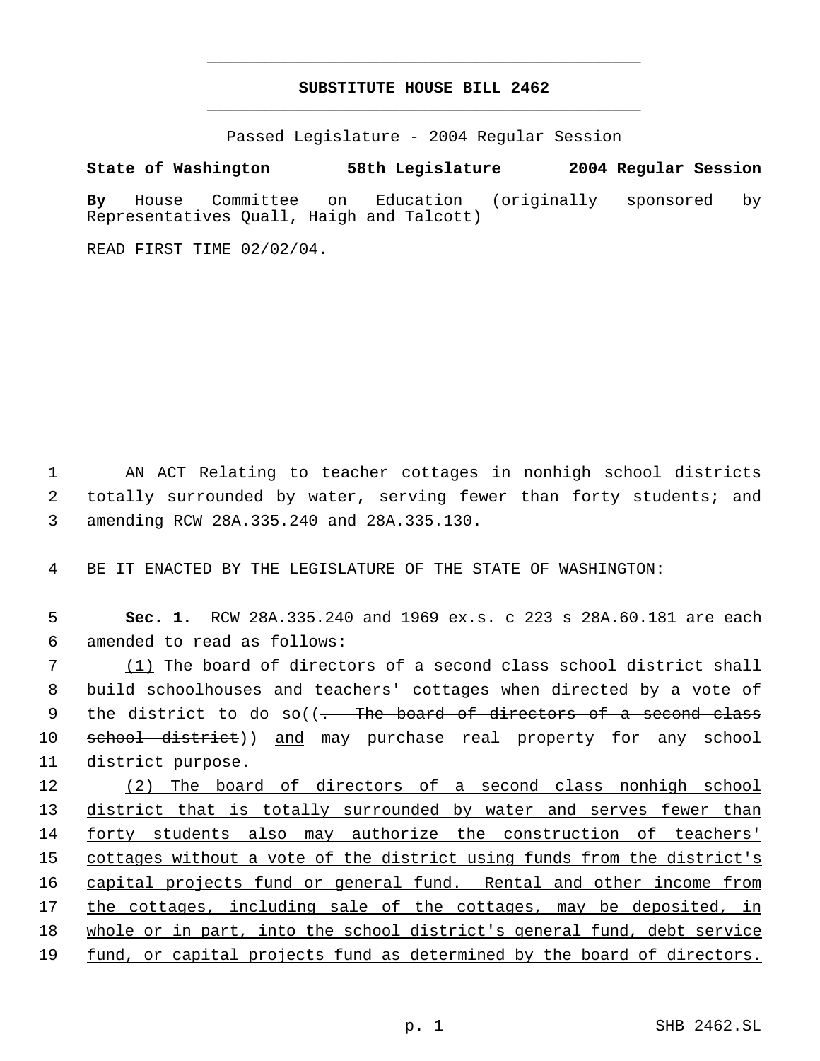# SUBSTITUTE HOUSE BILL 2462

Passed Legislature - 2004 Regular Session

**State of Washington 58th Legislature 2004 Regular Session**

**By** House Committee on Education (originally sponsored by Representatives Quall, Haigh and Talcott)

READ FIRST TIME 02/02/04.

AN ACT Relating to teacher cottages in nonhigh school districts totally surrounded by water, serving fewer than forty students; and amending RCW 28A.335.240 and 28A.335.130.

BE IT ENACTED BY THE LEGISLATURE OF THE STATE OF WASHINGTON:

**Sec. 1.** RCW 28A.335.240 and 1969 ex.s. c 223 s 28A.60.181 are each amended to read as follows:

<u>(1)</u> The board of directors of a second class school district shall build schoolhouses and teachers' cottages when directed by a vote of the district to do so((~~. The board of directors of a second class school district~~)) <u>and</u> may purchase real property for any school district purpose.

<u>(2) The board of directors of a second class nonhigh school district that is totally surrounded by water and serves fewer than forty students also may authorize the construction of teachers' cottages without a vote of the district using funds from the district's capital projects fund or general fund. Rental and other income from the cottages, including sale of the cottages, may be deposited, in whole or in part, into the school district's general fund, debt service fund, or capital projects fund as determined by the board of directors.</u>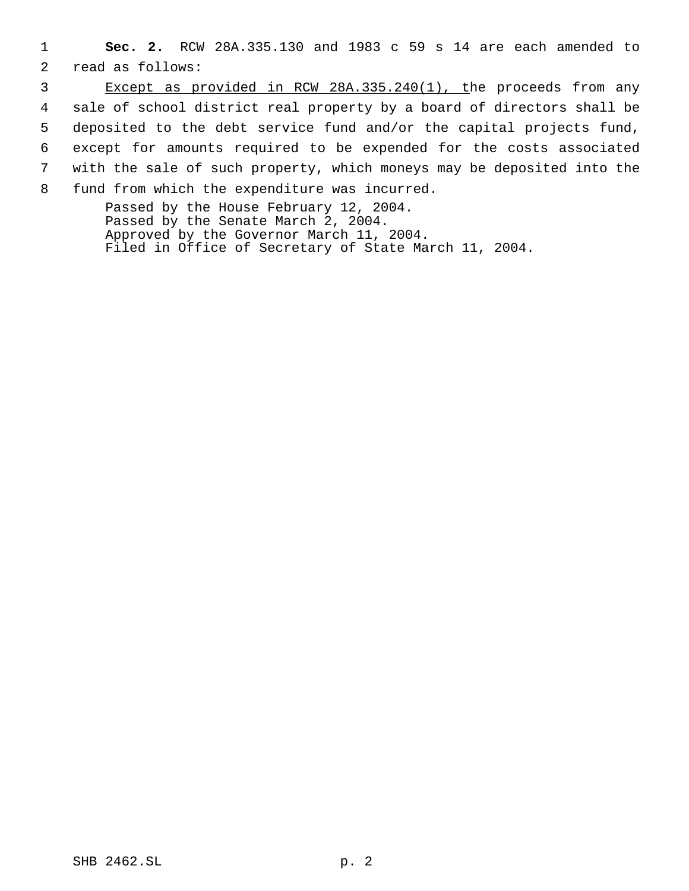**Sec. 2.** RCW 28A.335.130 and 1983 c 59 s 14 are each amended to read as follows:

<u>Except as provided in RCW 28A.335.240(1), t</u>he proceeds from any sale of school district real property by a board of directors shall be deposited to the debt service fund and/or the capital projects fund, except for amounts required to be expended for the costs associated with the sale of such property, which moneys may be deposited into the fund from which the expenditure was incurred.

Passed by the House February 12, 2004.
Passed by the Senate March 2, 2004.
Approved by the Governor March 11, 2004.
Filed in Office of Secretary of State March 11, 2004.